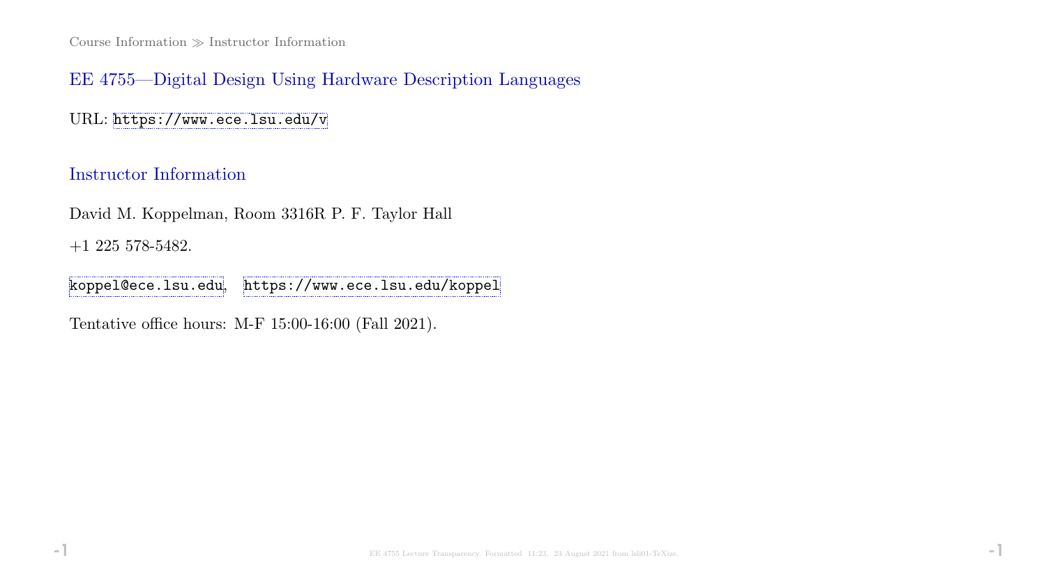# EE 4755—Digital Design Using Hardware Description Languages

URL: https://www.ece.lsu.edu/v

## Instructor Information

David M. Koppelman, Room 3316R P. F. Taylor Hall

+1 225 578-5482.

koppel@ece.lsu.edu, https://www.ece.lsu.edu/koppel

Tentative office hours: M-F 15:00-16:00 (Fall 2021).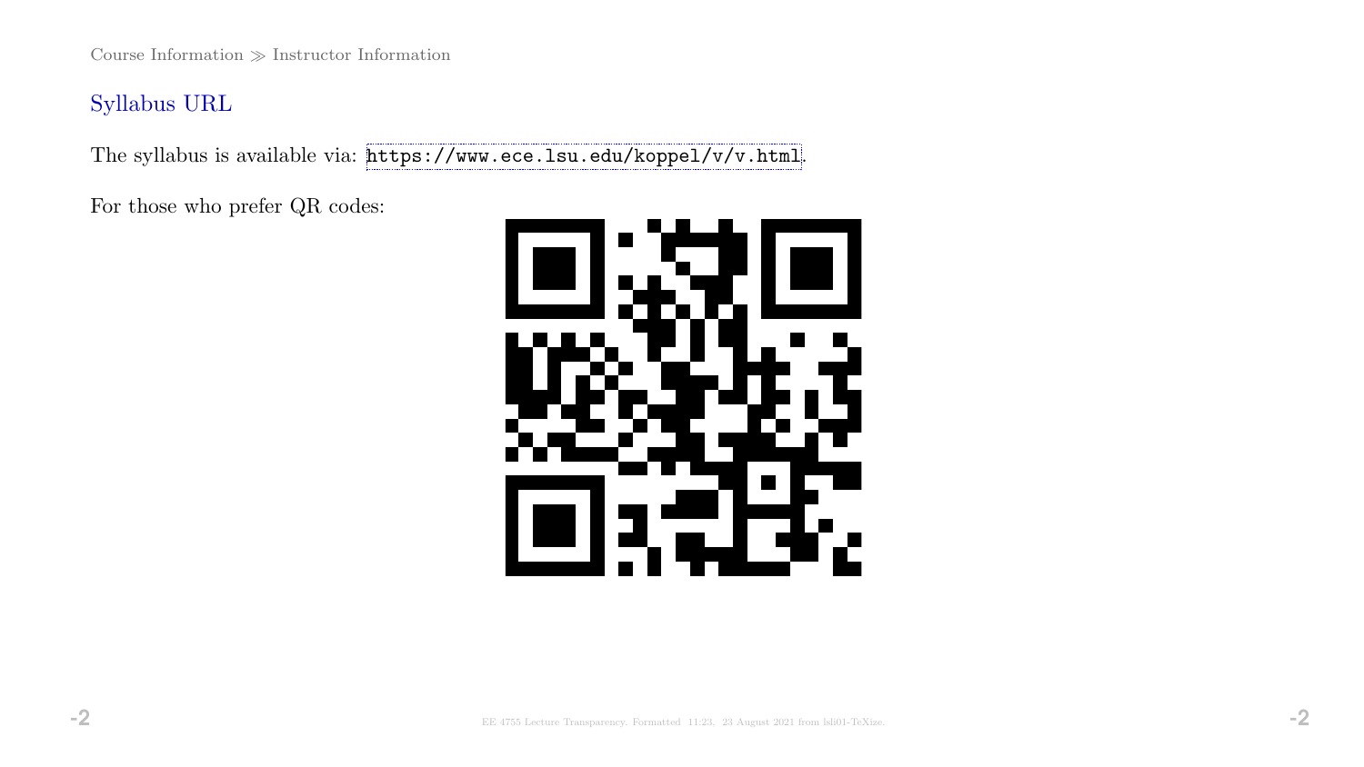## Syllabus URL

The syllabus is available via: https://www.ece.lsu.edu/koppel/v/v.html.

For those who prefer QR codes: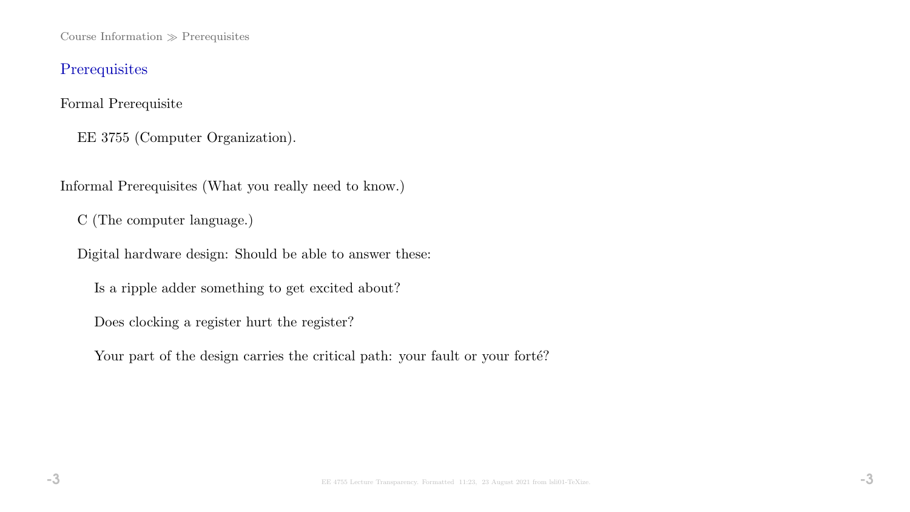## Prerequisites

Formal Prerequisite

EE 3755 (Computer Organization).

Informal Prerequisites (What you really need to know.)

C (The computer language.)

Digital hardware design: Should be able to answer these:

- Is a ripple adder something to get excited about?
- Does clocking a register hurt the register?
- Your part of the design carries the critical path: your fault or your forté?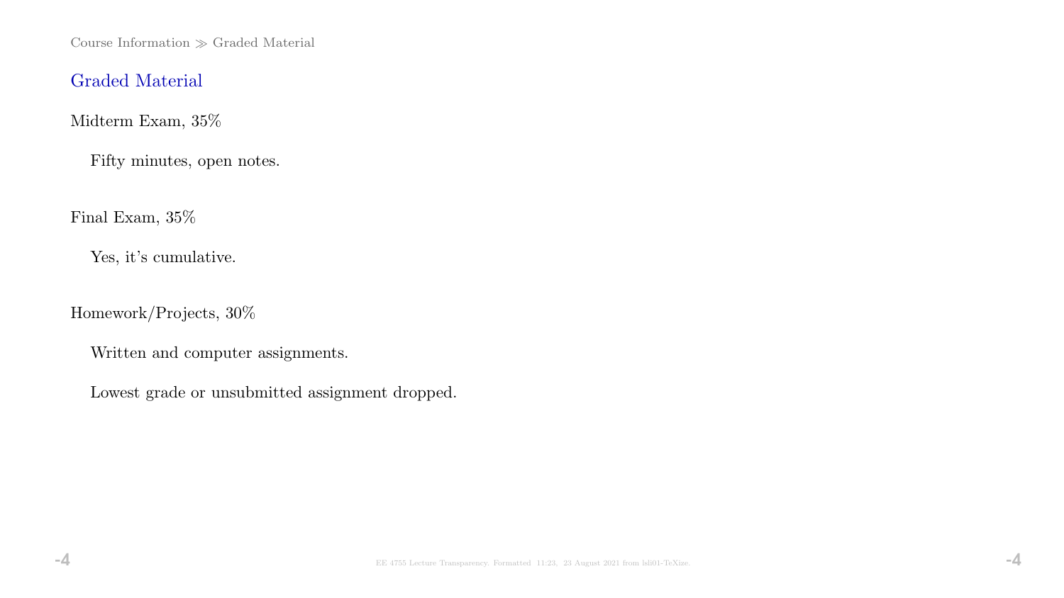## Graded Material

Midterm Exam, 35%

Fifty minutes, open notes.

Final Exam, 35%

Yes, it's cumulative.

Homework/Projects, 30%

Written and computer assignments.

Lowest grade or unsubmitted assignment dropped.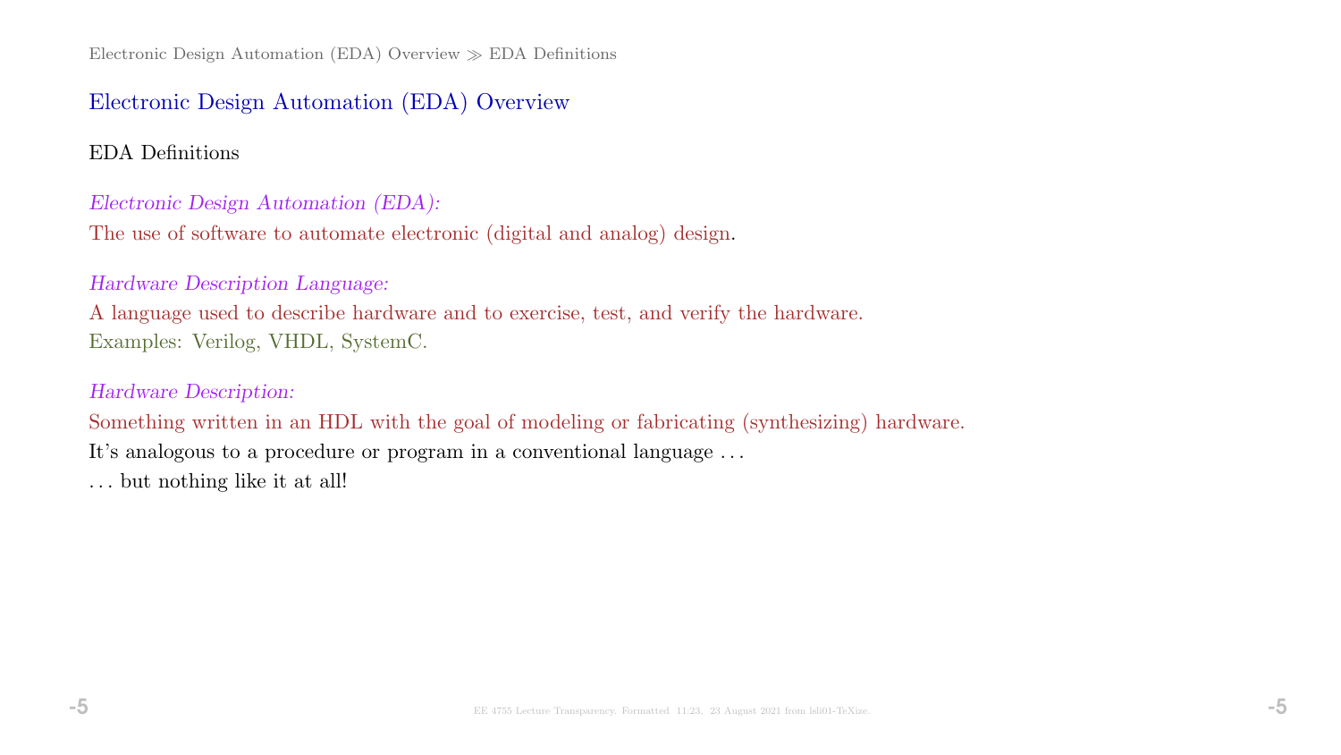# Electronic Design Automation (EDA) Overview

## EDA Definitions

*Electronic Design Automation (EDA):*

The use of software to automate electronic (digital and analog) design.

*Hardware Description Language:*

A language used to describe hardware and to exercise, test, and verify the hardware.

Examples: Verilog, VHDL, SystemC.

*Hardware Description:*

Something written in an HDL with the goal of modeling or fabricating (synthesizing) hardware.

It's analogous to a procedure or program in a conventional language ...

... but nothing like it at all!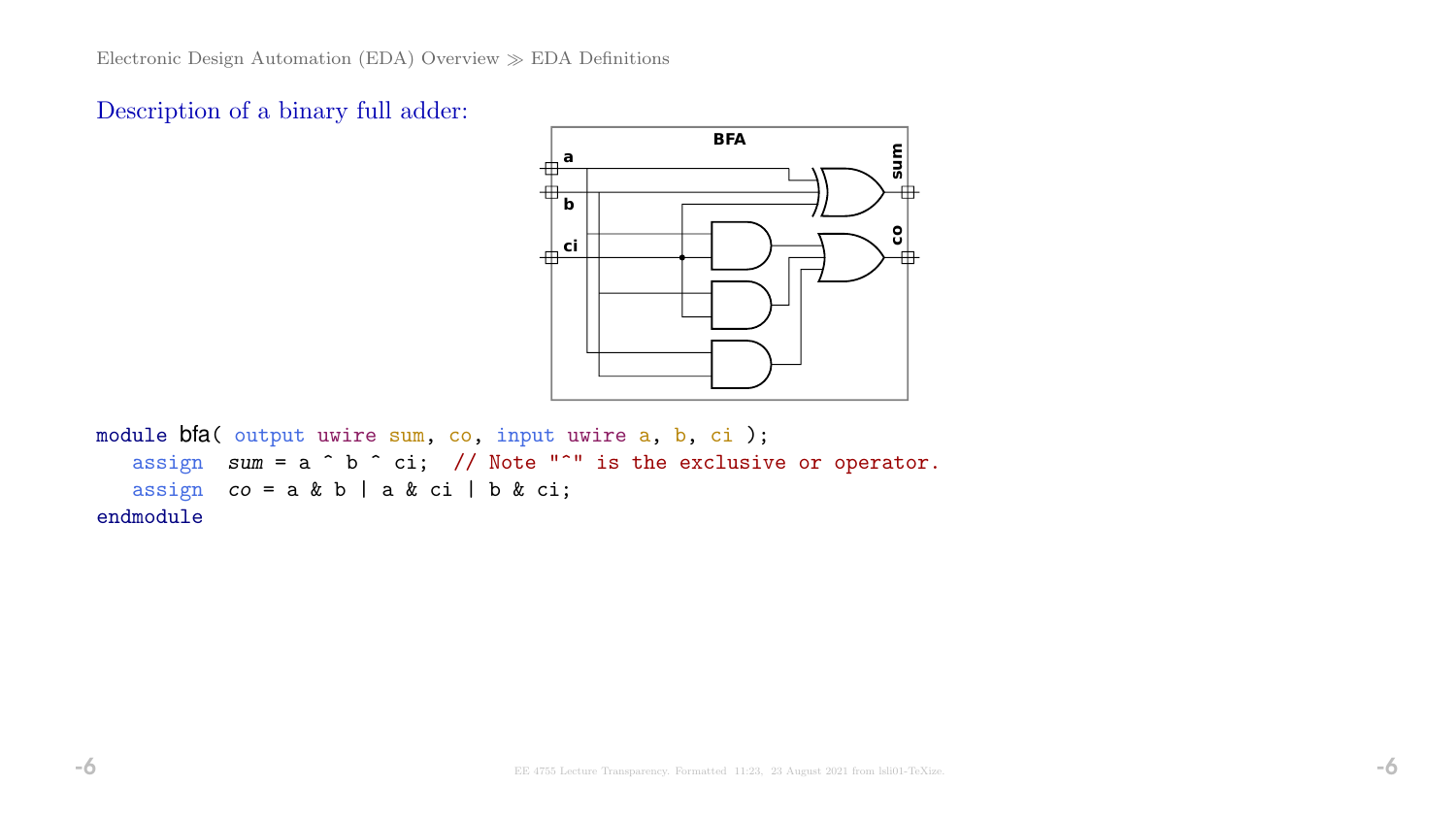Description of a binary full adder:

```
module bfa( output uwire sum, co, input uwire a, b, ci );
   assign  sum = a ^ b ^ ci;  // Note "^" is the exclusive or operator.
   assign  co = a & b | a & ci | b & ci;
endmodule
```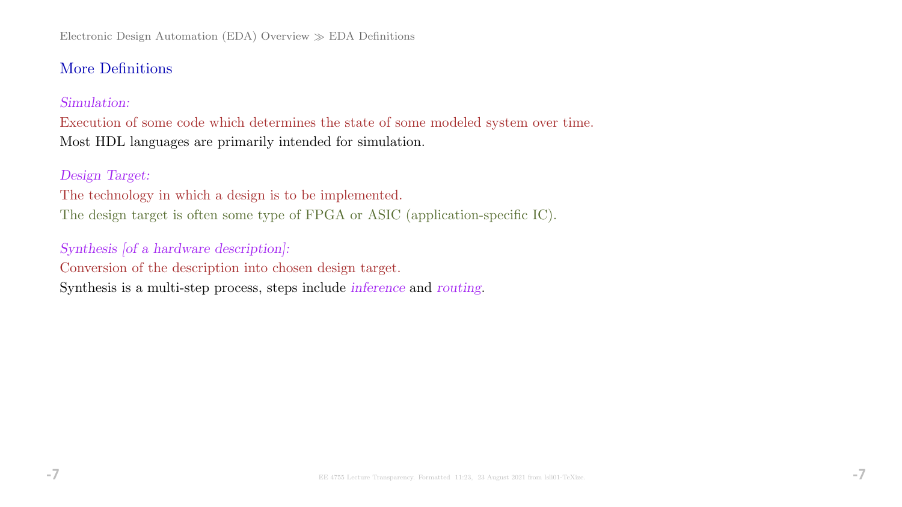## More Definitions

*Simulation:*

Execution of some code which determines the state of some modeled system over time.

Most HDL languages are primarily intended for simulation.

*Design Target:*

The technology in which a design is to be implemented.

The design target is often some type of FPGA or ASIC (application-specific IC).

*Synthesis [of a hardware description]:*

Conversion of the description into chosen design target.

Synthesis is a multi-step process, steps include *inference* and *routing*.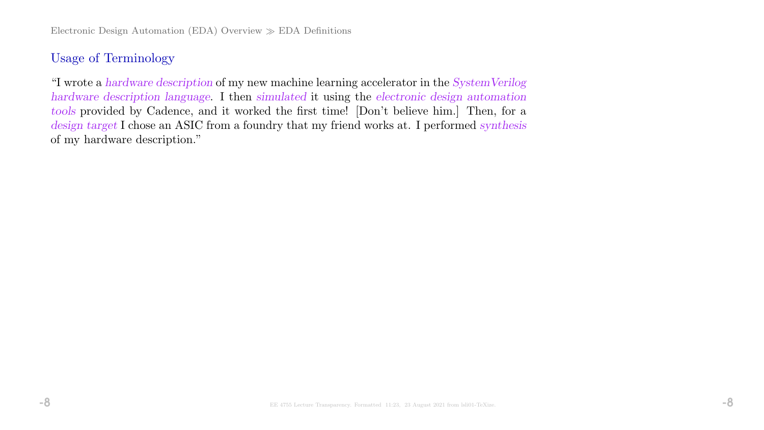## Usage of Terminology

"I wrote a *hardware description* of my new machine learning accelerator in the *SystemVerilog hardware description language*. I then *simulated* it using the *electronic design automation tools* provided by Cadence, and it worked the first time! [Don't believe him.] Then, for a *design target* I chose an ASIC from a foundry that my friend works at. I performed *synthesis* of my hardware description."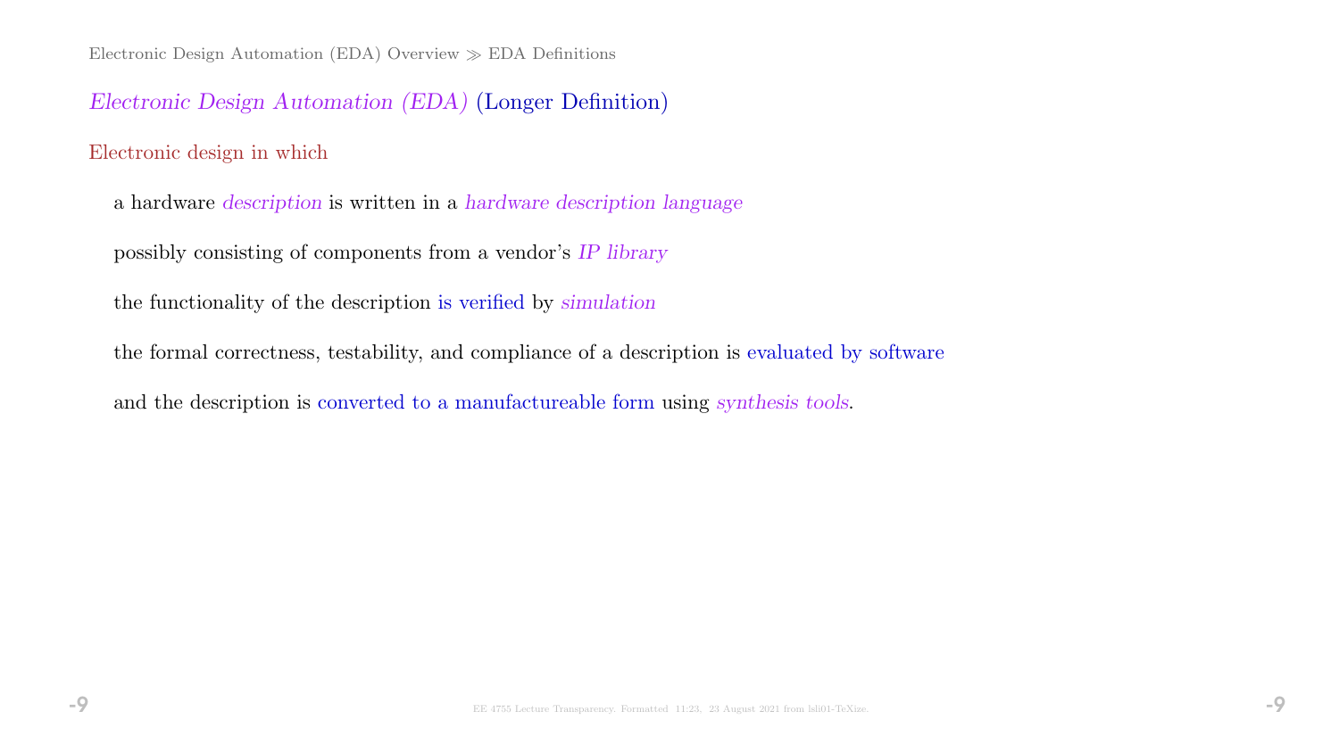## *Electronic Design Automation (EDA)* (Longer Definition)

Electronic design in which

a hardware *description* is written in a *hardware description language*

possibly consisting of components from a vendor's *IP library*

the functionality of the description is verified by *simulation*

the formal correctness, testability, and compliance of a description is evaluated by software

and the description is converted to a manufactureable form using *synthesis tools*.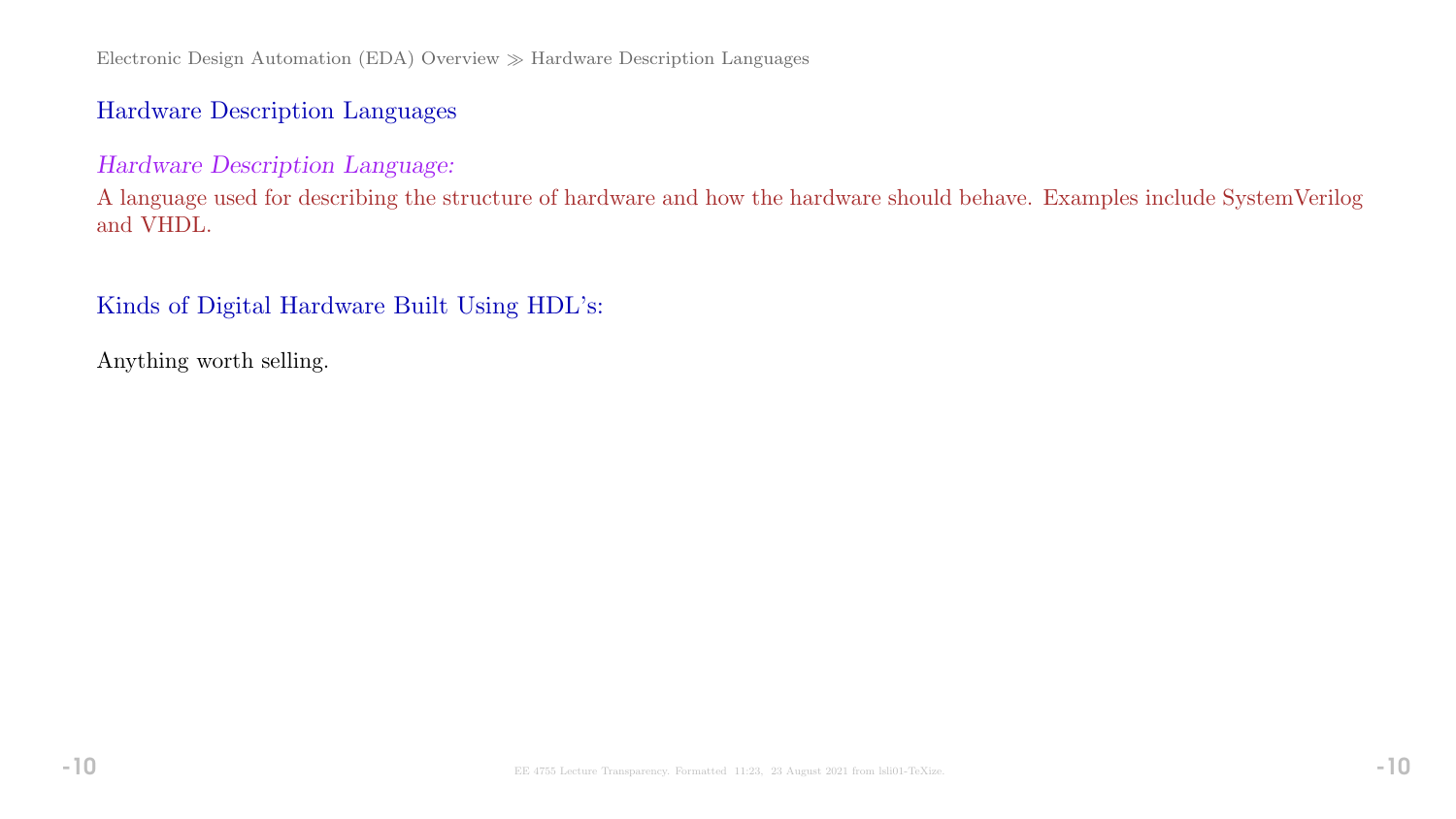## Hardware Description Languages

*Hardware Description Language:*

A language used for describing the structure of hardware and how the hardware should behave. Examples include SystemVerilog and VHDL.

## Kinds of Digital Hardware Built Using HDL's:

Anything worth selling.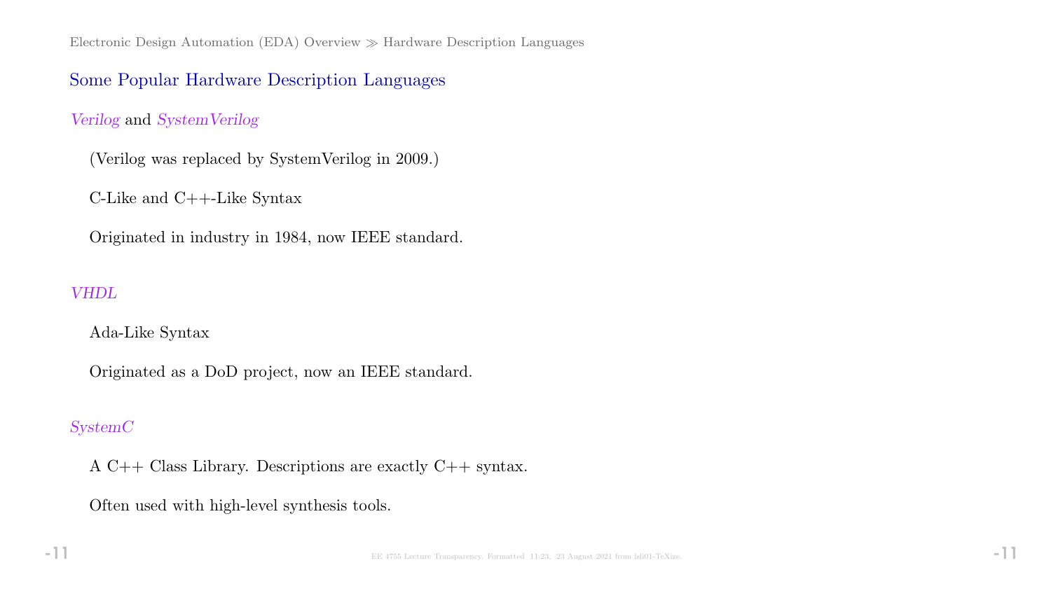## Some Popular Hardware Description Languages

### *Verilog* and *SystemVerilog*

(Verilog was replaced by SystemVerilog in 2009.)

C-Like and C++-Like Syntax

Originated in industry in 1984, now IEEE standard.

### *VHDL*

Ada-Like Syntax

Originated as a DoD project, now an IEEE standard.

### *SystemC*

A C++ Class Library. Descriptions are exactly C++ syntax.

Often used with high-level synthesis tools.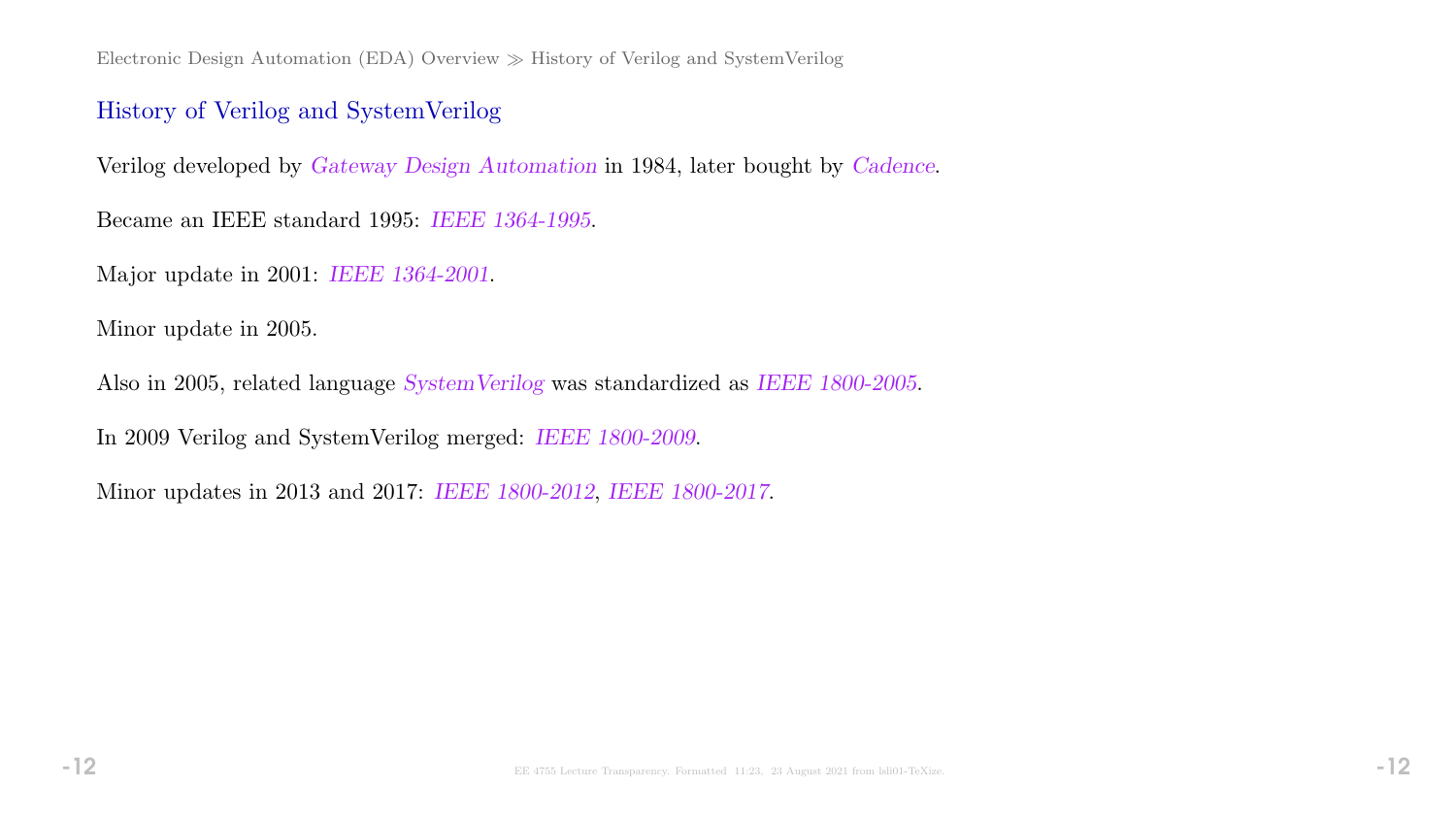## History of Verilog and SystemVerilog

Verilog developed by *Gateway Design Automation* in 1984, later bought by *Cadence*.

Became an IEEE standard 1995: *IEEE 1364-1995*.

Major update in 2001: *IEEE 1364-2001*.

Minor update in 2005.

Also in 2005, related language *SystemVerilog* was standardized as *IEEE 1800-2005*.

In 2009 Verilog and SystemVerilog merged: *IEEE 1800-2009*.

Minor updates in 2013 and 2017: *IEEE 1800-2012*, *IEEE 1800-2017*.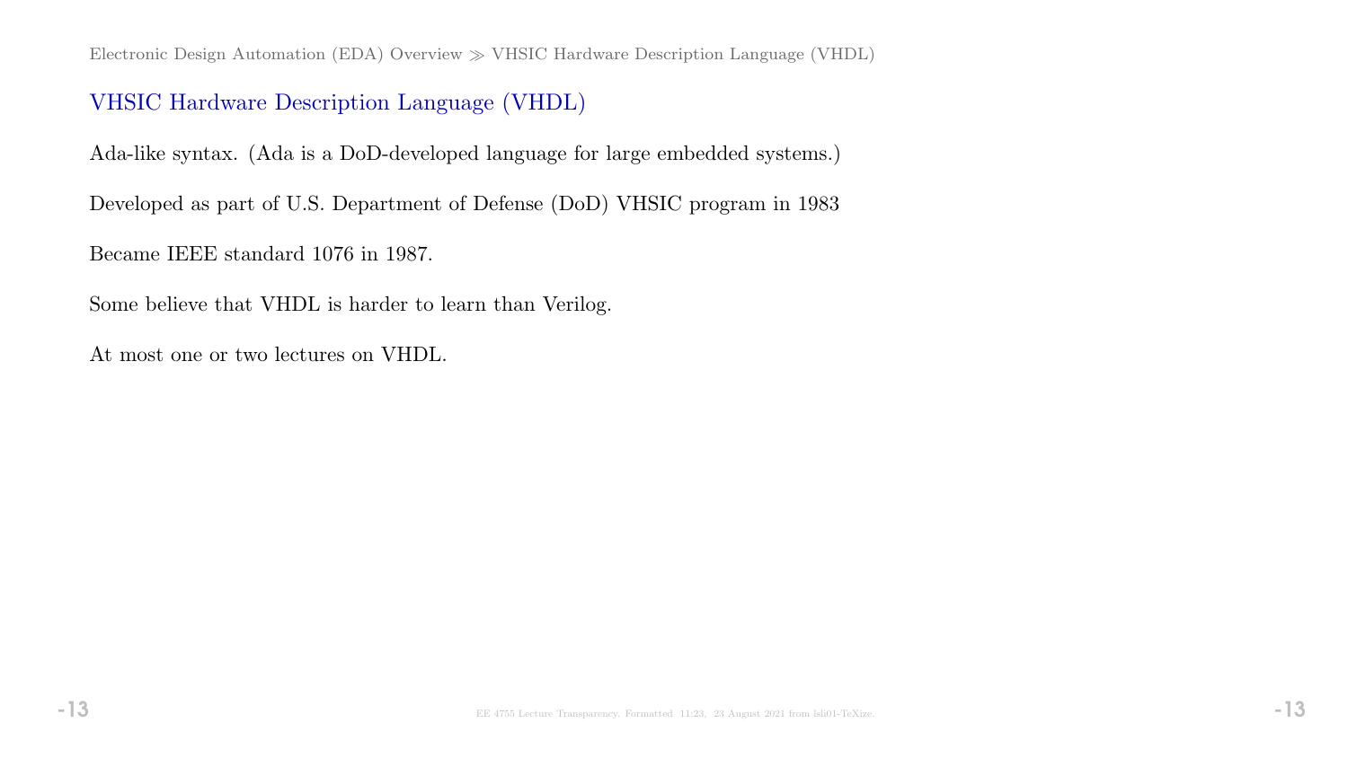## VHSIC Hardware Description Language (VHDL)

Ada-like syntax. (Ada is a DoD-developed language for large embedded systems.)

Developed as part of U.S. Department of Defense (DoD) VHSIC program in 1983

Became IEEE standard 1076 in 1987.

Some believe that VHDL is harder to learn than Verilog.

At most one or two lectures on VHDL.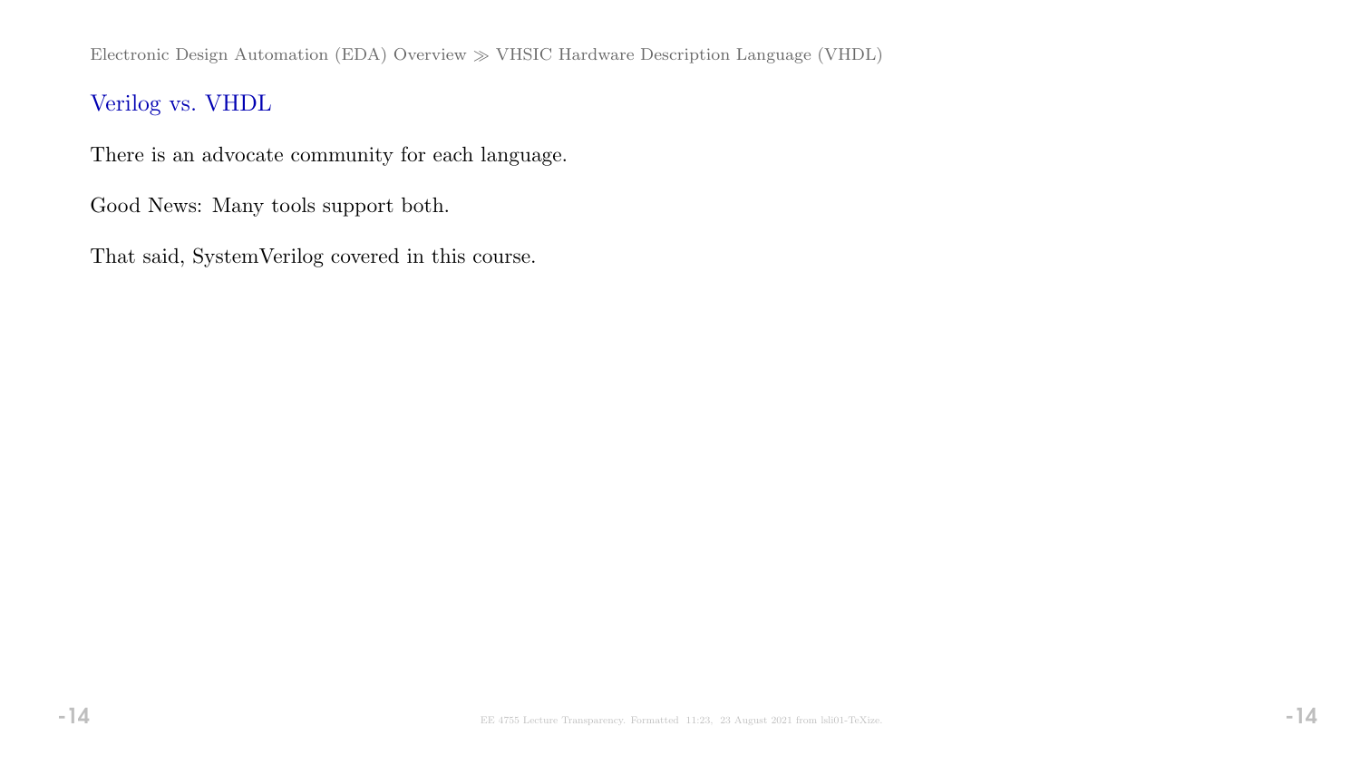## Verilog vs. VHDL

There is an advocate community for each language.

Good News: Many tools support both.

That said, SystemVerilog covered in this course.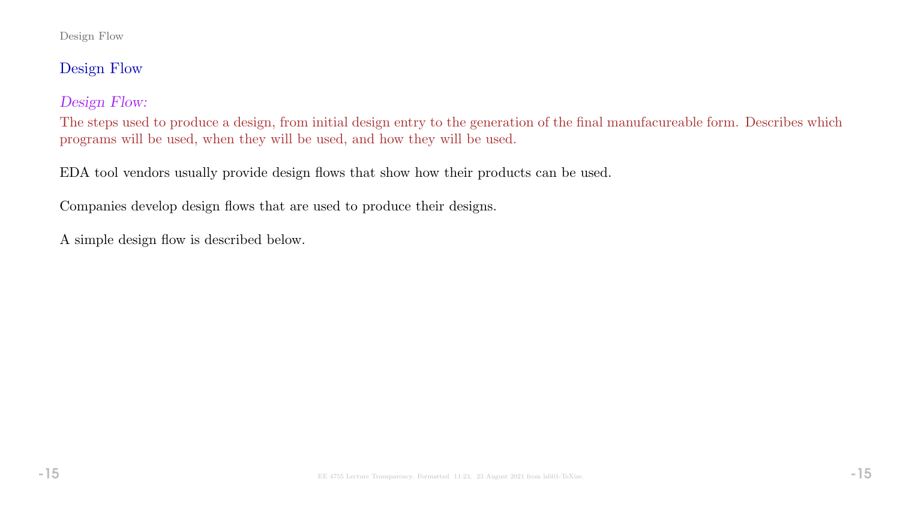## Design Flow

*Design Flow:*

The steps used to produce a design, from initial design entry to the generation of the final manufacureable form. Describes which programs will be used, when they will be used, and how they will be used.

EDA tool vendors usually provide design flows that show how their products can be used.

Companies develop design flows that are used to produce their designs.

A simple design flow is described below.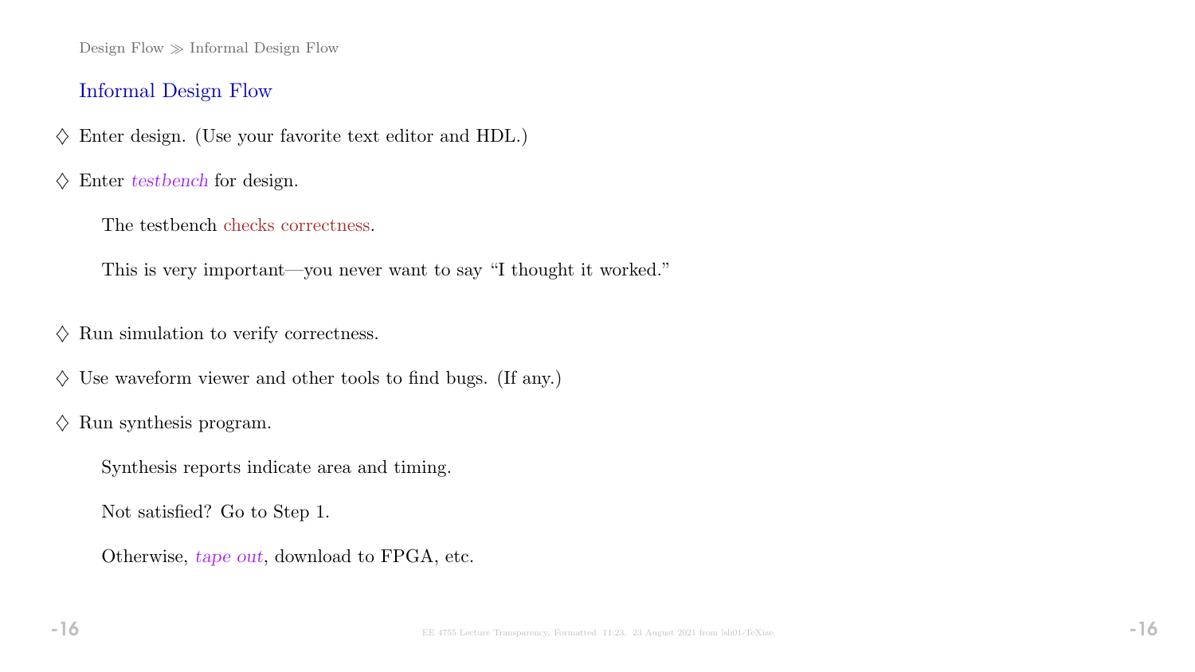## Informal Design Flow

- Enter design. (Use your favorite text editor and HDL.)
- Enter *testbench* for design.

  The testbench checks correctness.

  This is very important—you never want to say "I thought it worked."

- Run simulation to verify correctness.
- Use waveform viewer and other tools to find bugs. (If any.)
- Run synthesis program.

  Synthesis reports indicate area and timing.

  Not satisfied? Go to Step 1.

  Otherwise, *tape out*, download to FPGA, etc.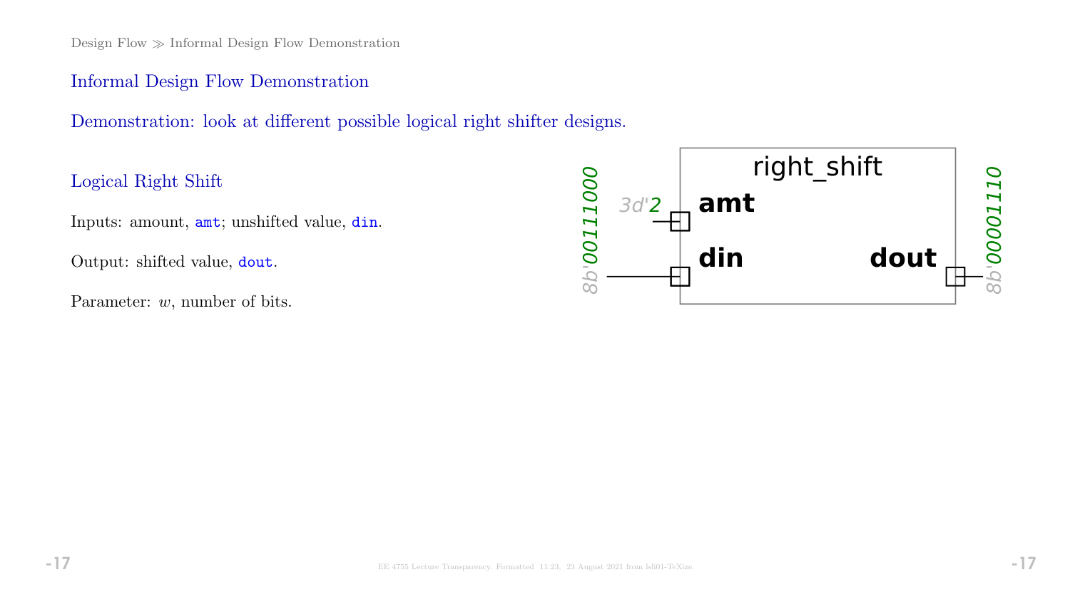## Informal Design Flow Demonstration

Demonstration: look at different possible logical right shifter designs.

### Logical Right Shift

Inputs: amount, `amt`; unshifted value, `din`.

Output: shifted value, `dout`.

Parameter: $w$, number of bits.

right_shift

amt 3d'2

din 8b'00111000

dout 8b'00001110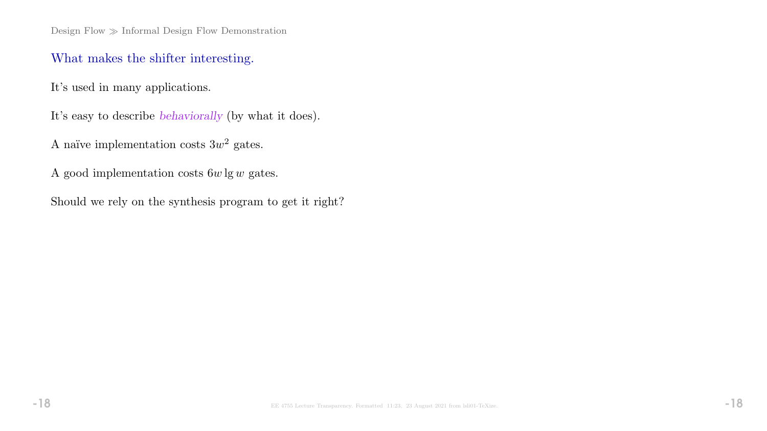## What makes the shifter interesting.

It's used in many applications.

It's easy to describe *behaviorally* (by what it does).

A naïve implementation costs $3w^2$ gates.

A good implementation costs $6w \lg w$ gates.

Should we rely on the synthesis program to get it right?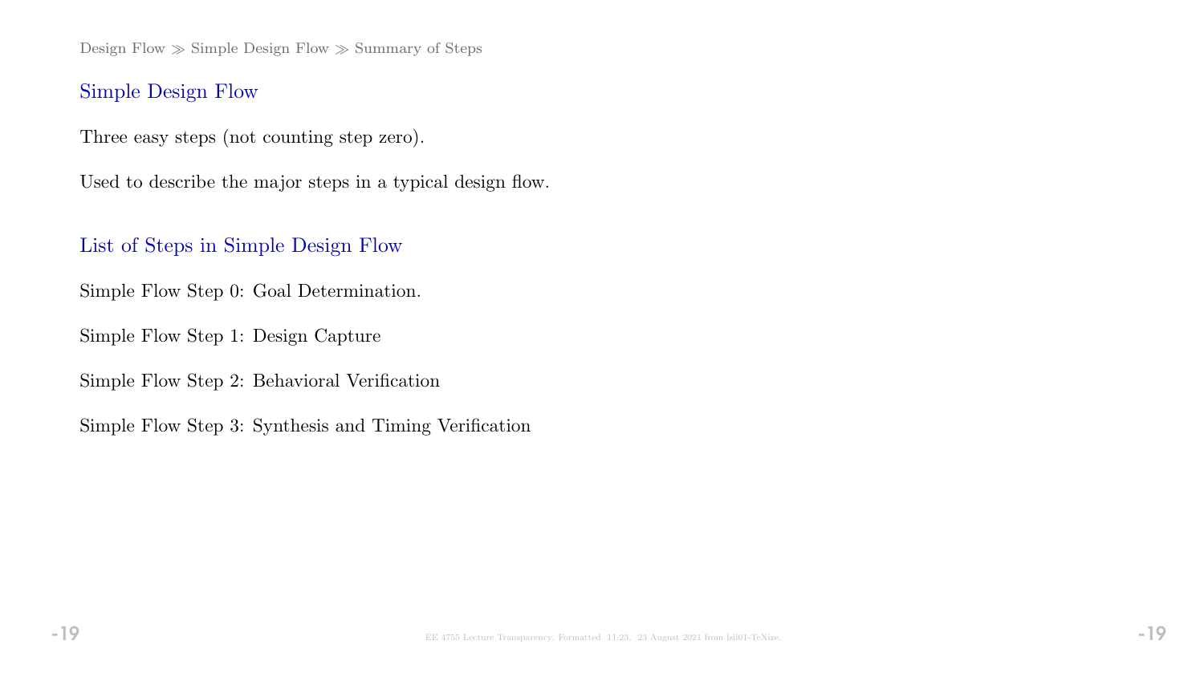## Simple Design Flow

Three easy steps (not counting step zero).

Used to describe the major steps in a typical design flow.

## List of Steps in Simple Design Flow

Simple Flow Step 0: Goal Determination.

Simple Flow Step 1: Design Capture

Simple Flow Step 2: Behavioral Verification

Simple Flow Step 3: Synthesis and Timing Verification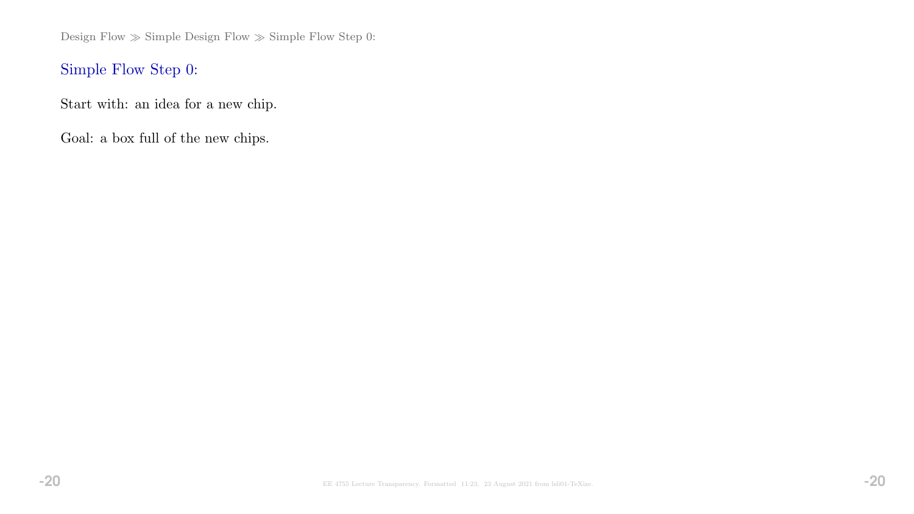## Simple Flow Step 0:

Start with: an idea for a new chip.

Goal: a box full of the new chips.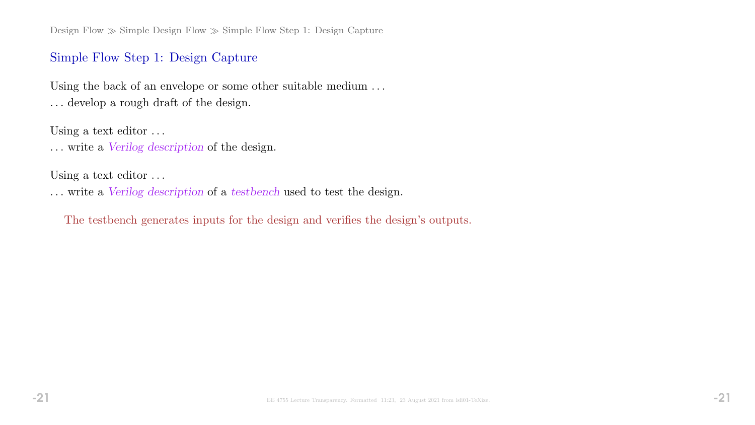## Simple Flow Step 1: Design Capture

Using the back of an envelope or some other suitable medium . . .
. . . develop a rough draft of the design.

Using a text editor . . .
. . . write a *Verilog description* of the design.

Using a text editor . . .
. . . write a *Verilog description* of a *testbench* used to test the design.

The testbench generates inputs for the design and verifies the design's outputs.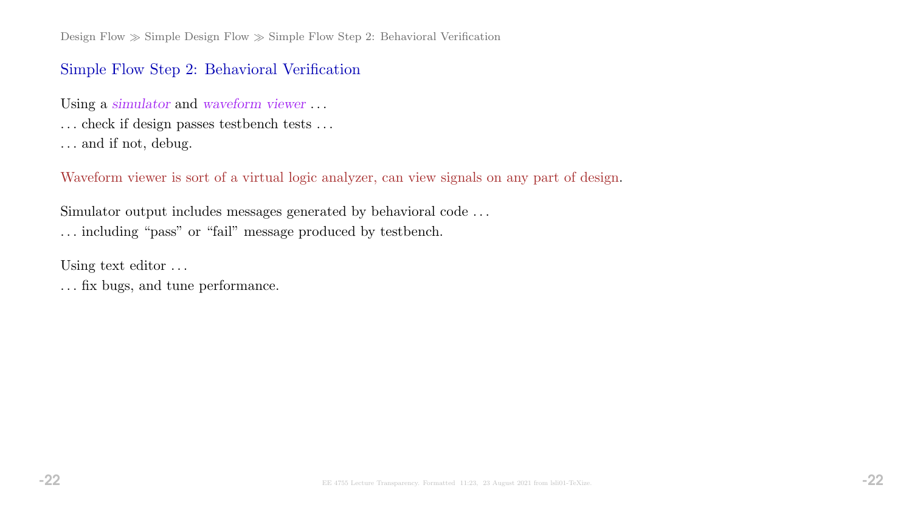## Simple Flow Step 2: Behavioral Verification

Using a *simulator* and *waveform viewer* . . .

. . . check if design passes testbench tests . . .

. . . and if not, debug.

Waveform viewer is sort of a virtual logic analyzer, can view signals on any part of design.

Simulator output includes messages generated by behavioral code . . .

. . . including "pass" or "fail" message produced by testbench.

Using text editor . . .

. . . fix bugs, and tune performance.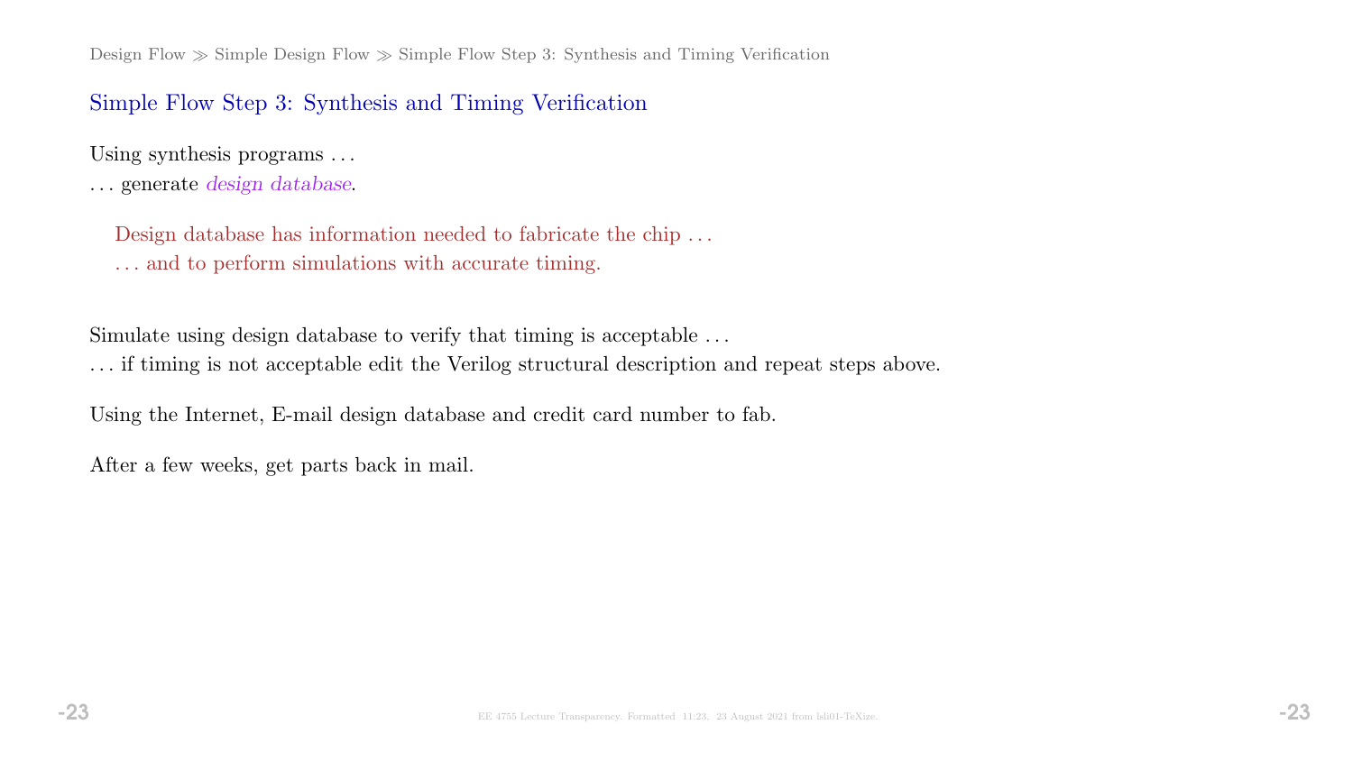## Simple Flow Step 3: Synthesis and Timing Verification

Using synthesis programs …
… generate *design database*.

> Design database has information needed to fabricate the chip …
> … and to perform simulations with accurate timing.

Simulate using design database to verify that timing is acceptable …
… if timing is not acceptable edit the Verilog structural description and repeat steps above.

Using the Internet, E-mail design database and credit card number to fab.

After a few weeks, get parts back in mail.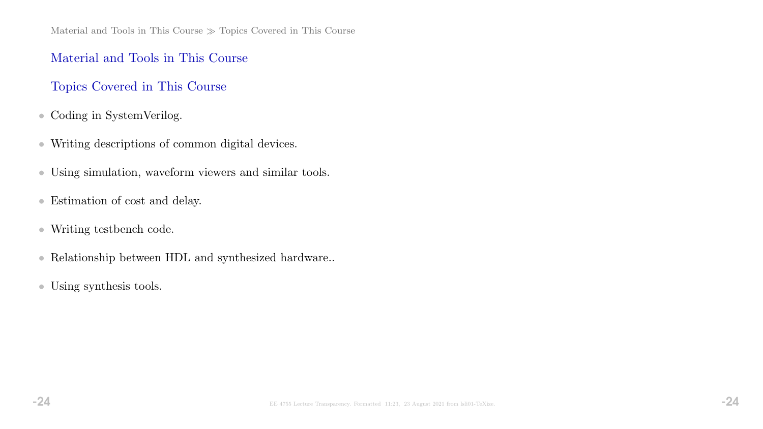## Material and Tools in This Course

### Topics Covered in This Course

- Coding in SystemVerilog.
- Writing descriptions of common digital devices.
- Using simulation, waveform viewers and similar tools.
- Estimation of cost and delay.
- Writing testbench code.
- Relationship between HDL and synthesized hardware..
- Using synthesis tools.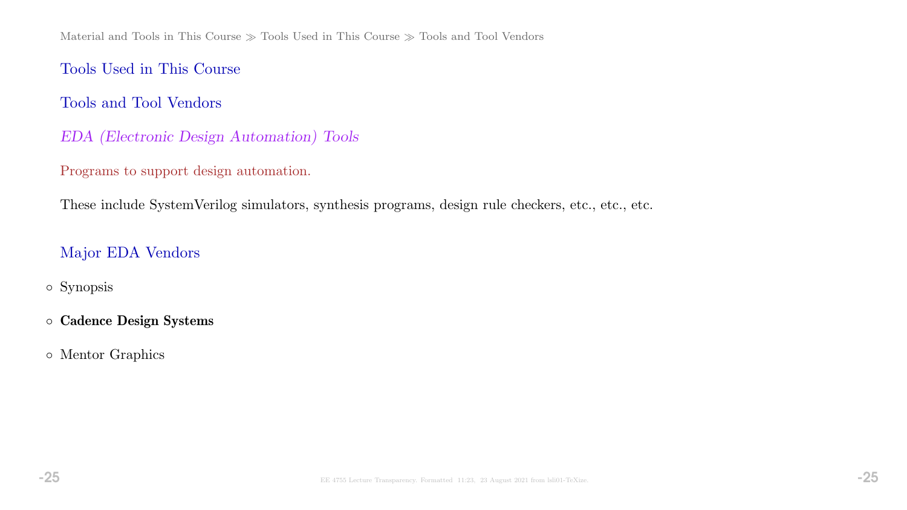## Tools Used in This Course

### Tools and Tool Vendors

*EDA (Electronic Design Automation) Tools*

Programs to support design automation.

These include SystemVerilog simulators, synthesis programs, design rule checkers, etc., etc., etc.

### Major EDA Vendors

- Synopsis
- **Cadence Design Systems**
- Mentor Graphics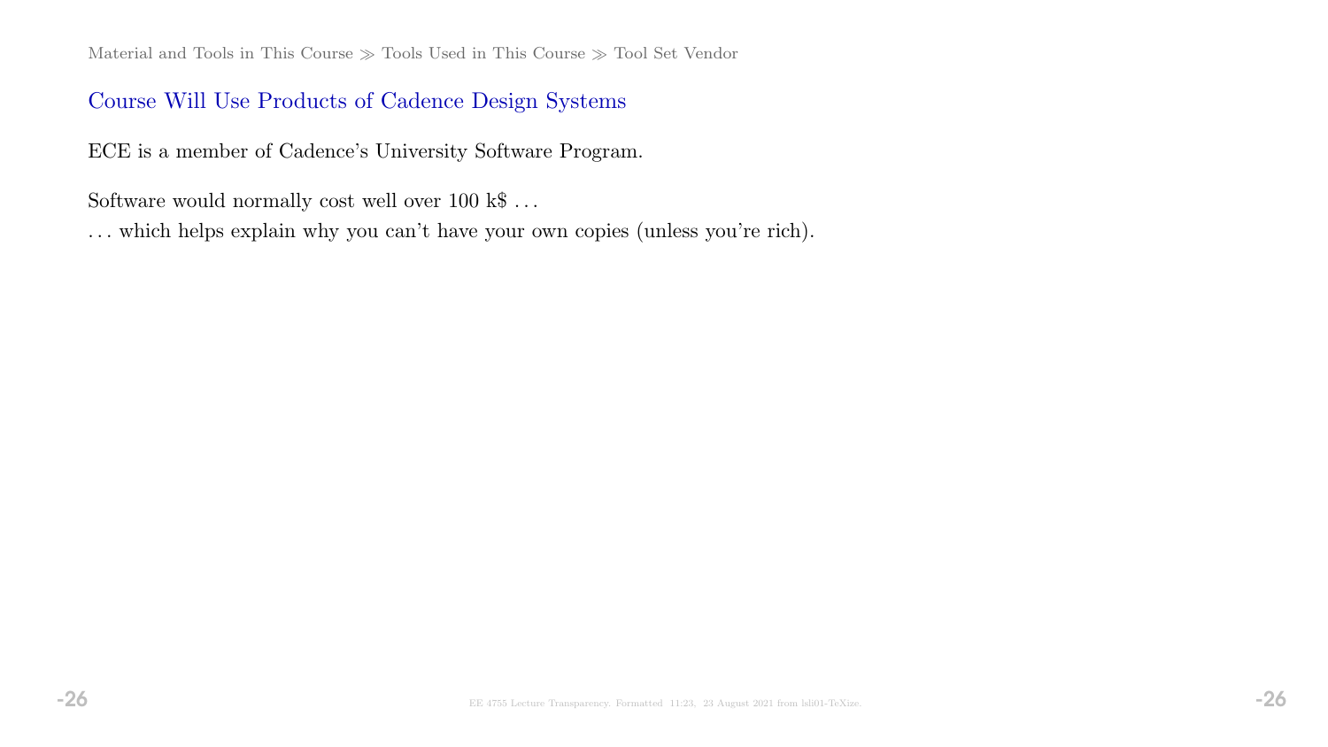## Course Will Use Products of Cadence Design Systems

ECE is a member of Cadence's University Software Program.

Software would normally cost well over 100 k$ . . .
. . . which helps explain why you can't have your own copies (unless you're rich).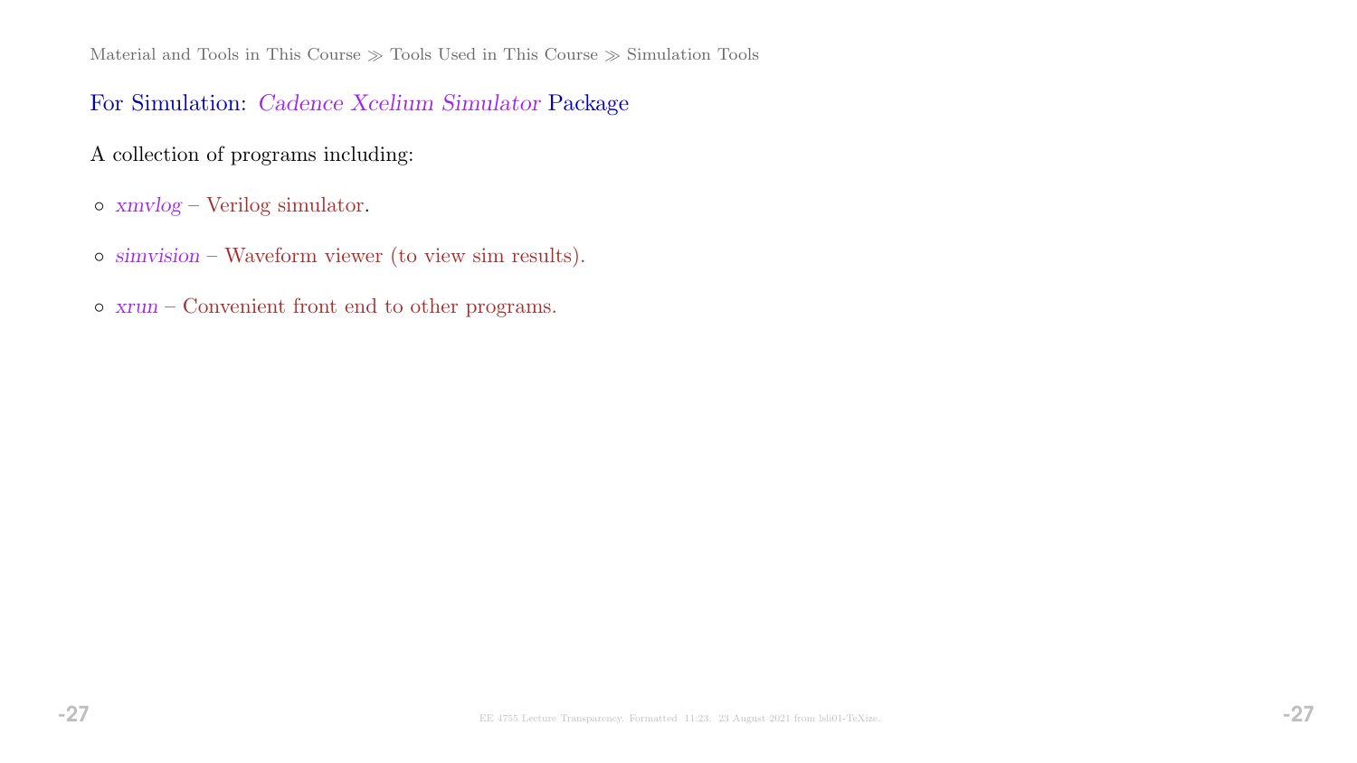## For Simulation: *Cadence Xcelium Simulator* Package

A collection of programs including:

- *xmvlog* – Verilog simulator.
- *simvision* – Waveform viewer (to view sim results).
- *xrun* – Convenient front end to other programs.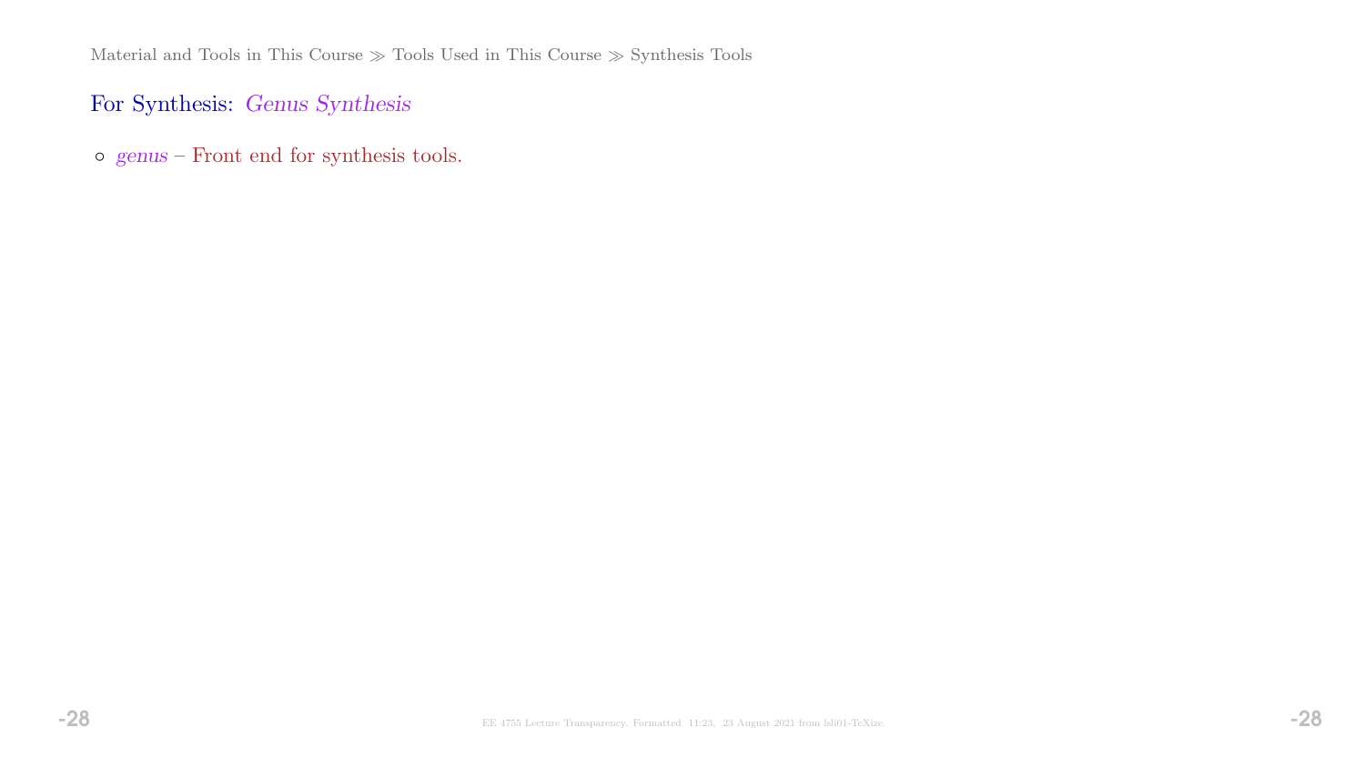## For Synthesis: *Genus Synthesis*

- *genus* – Front end for synthesis tools.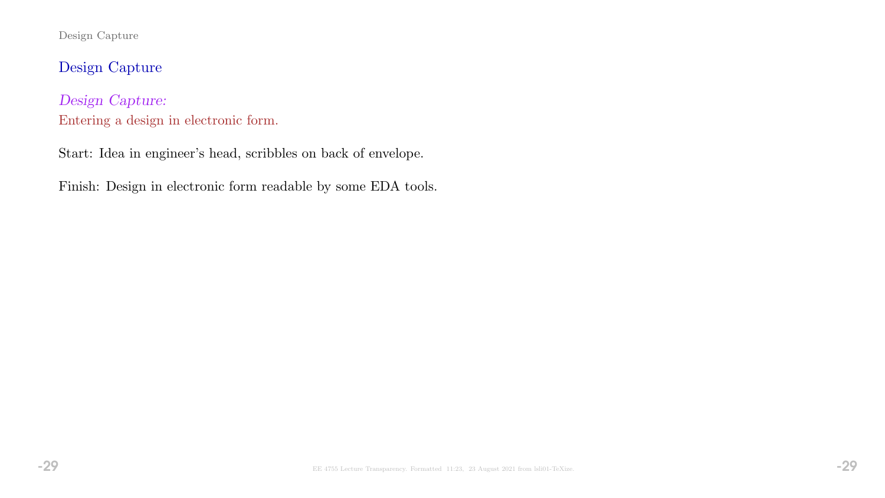## Design Capture

*Design Capture:*
Entering a design in electronic form.

Start: Idea in engineer's head, scribbles on back of envelope.

Finish: Design in electronic form readable by some EDA tools.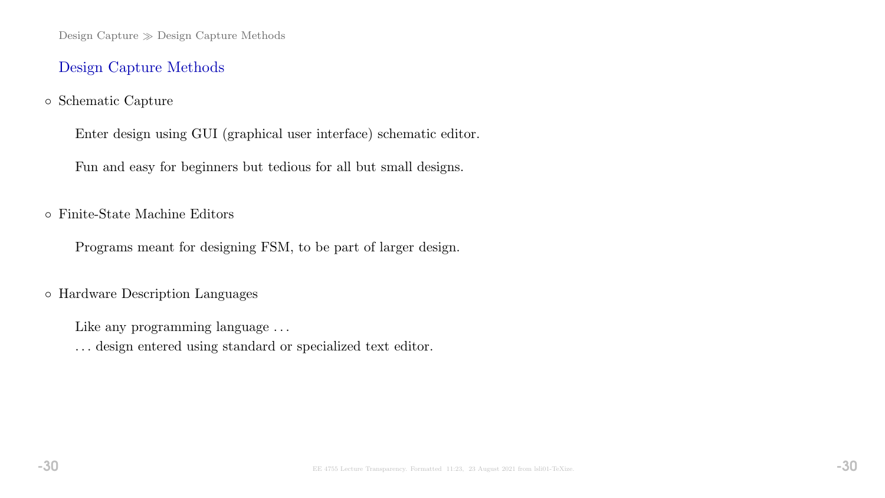## Design Capture Methods

- Schematic Capture

  Enter design using GUI (graphical user interface) schematic editor.

  Fun and easy for beginners but tedious for all but small designs.

- Finite-State Machine Editors

  Programs meant for designing FSM, to be part of larger design.

- Hardware Description Languages

  Like any programming language . . .
  . . . design entered using standard or specialized text editor.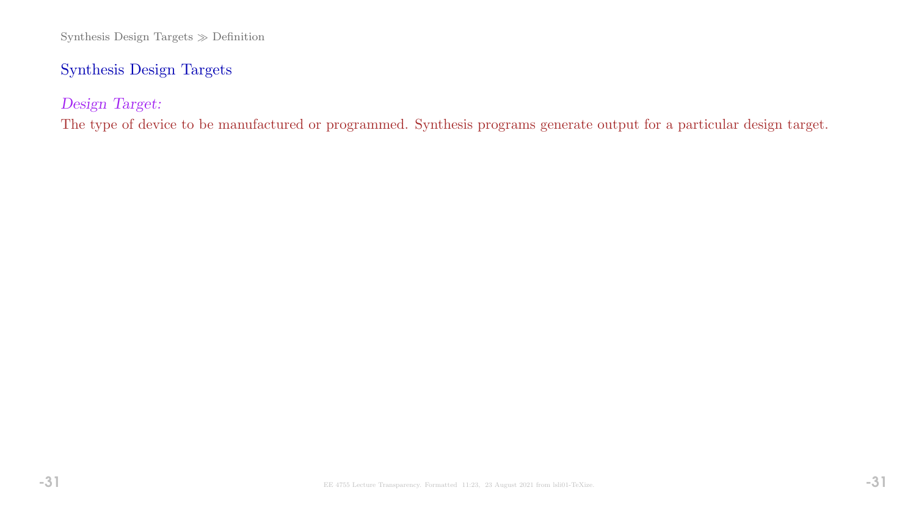## Synthesis Design Targets

*Design Target:*
The type of device to be manufactured or programmed. Synthesis programs generate output for a particular design target.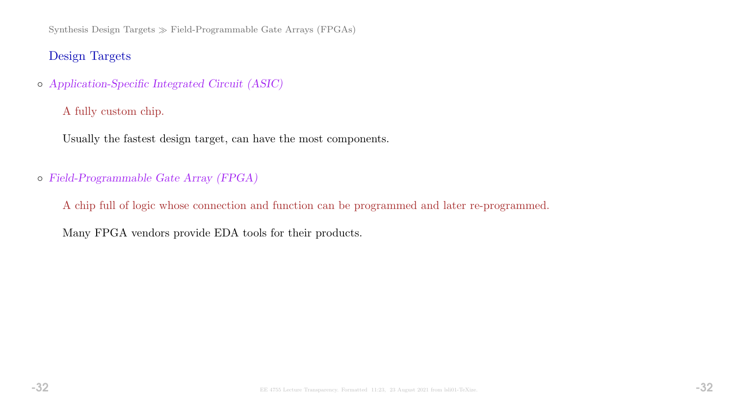## Design Targets

- *Application-Specific Integrated Circuit (ASIC)*

  A fully custom chip.

  Usually the fastest design target, can have the most components.

- *Field-Programmable Gate Array (FPGA)*

  A chip full of logic whose connection and function can be programmed and later re-programmed.

  Many FPGA vendors provide EDA tools for their products.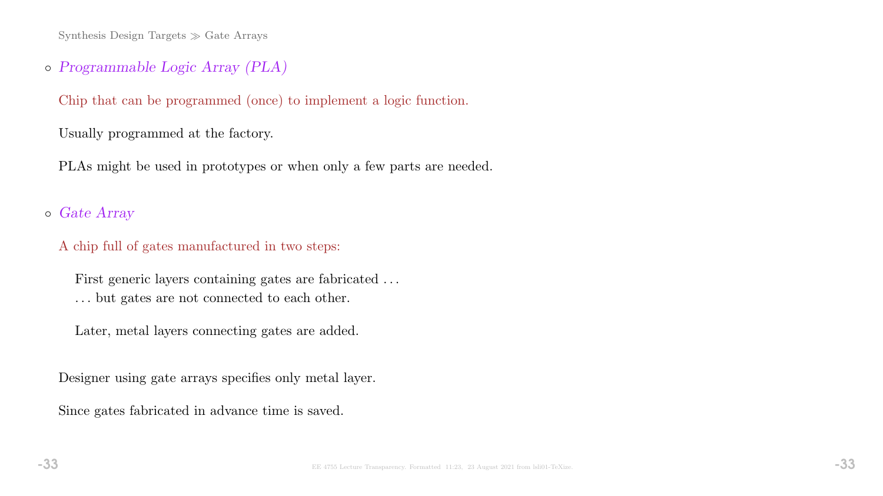- *Programmable Logic Array (PLA)*

  Chip that can be programmed (once) to implement a logic function.

  Usually programmed at the factory.

  PLAs might be used in prototypes or when only a few parts are needed.

- *Gate Array*

  A chip full of gates manufactured in two steps:

  First generic layers containing gates are fabricated . . .
  . . . but gates are not connected to each other.

  Later, metal layers connecting gates are added.

  Designer using gate arrays specifies only metal layer.

  Since gates fabricated in advance time is saved.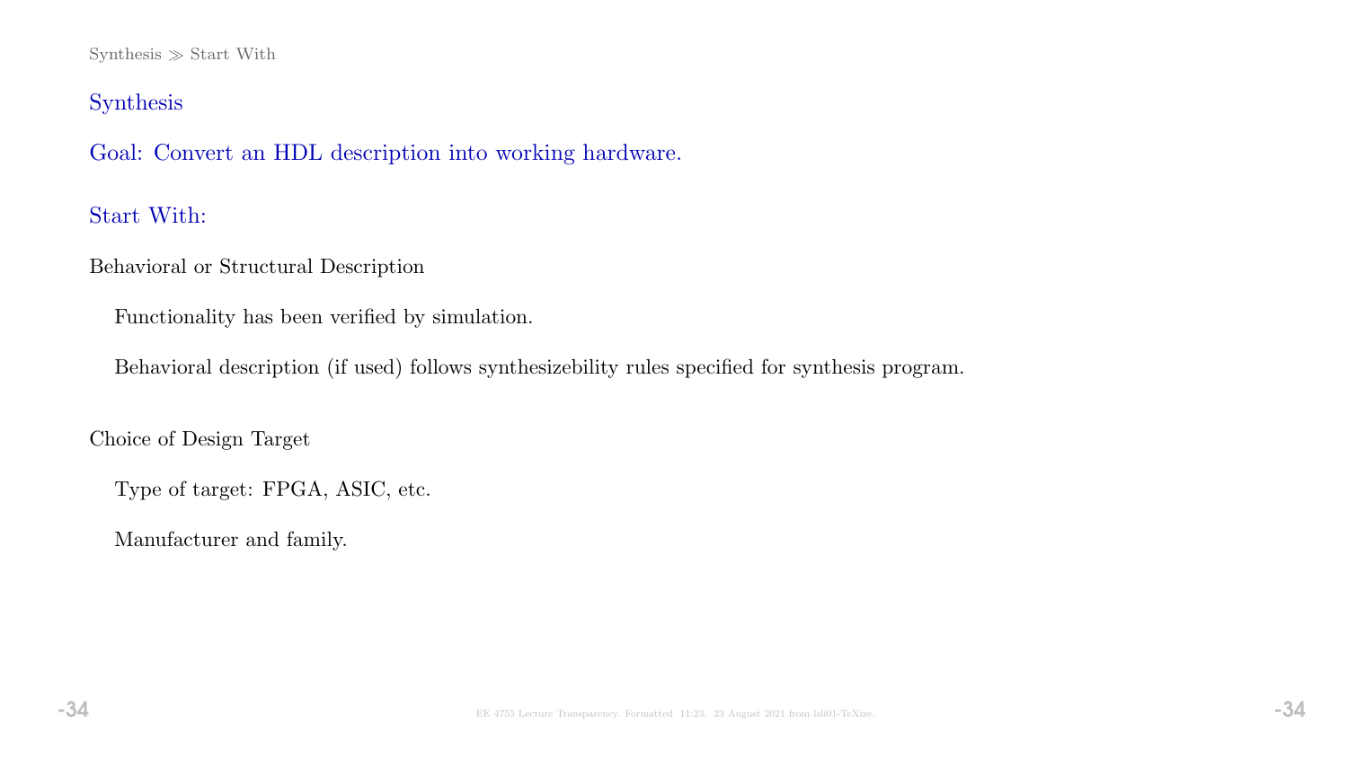## Synthesis

Goal: Convert an HDL description into working hardware.

### Start With:

Behavioral or Structural Description

- Functionality has been verified by simulation.
- Behavioral description (if used) follows synthesizebility rules specified for synthesis program.

Choice of Design Target

- Type of target: FPGA, ASIC, etc.
- Manufacturer and family.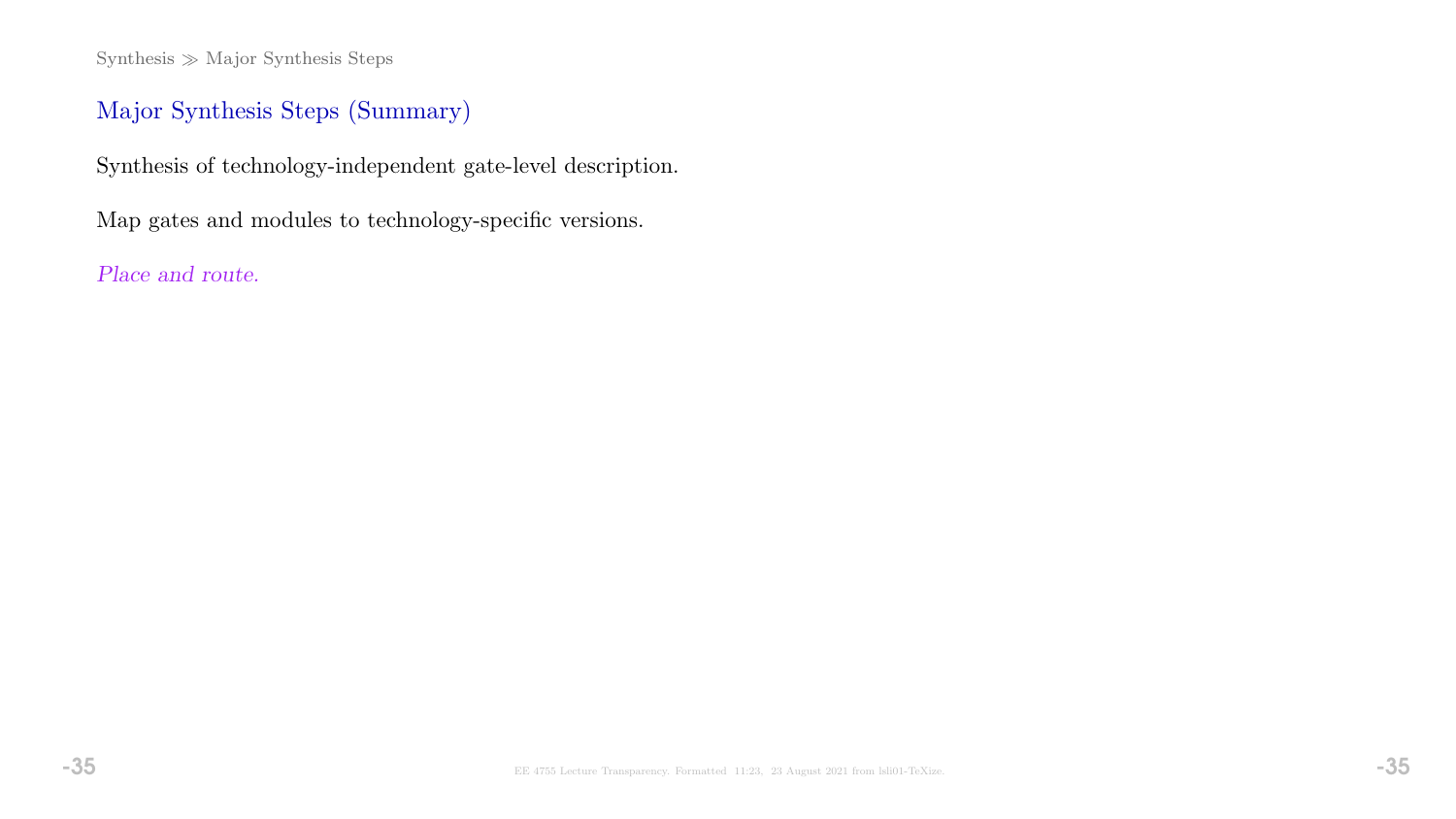## Major Synthesis Steps (Summary)

Synthesis of technology-independent gate-level description.

Map gates and modules to technology-specific versions.

*Place and route.*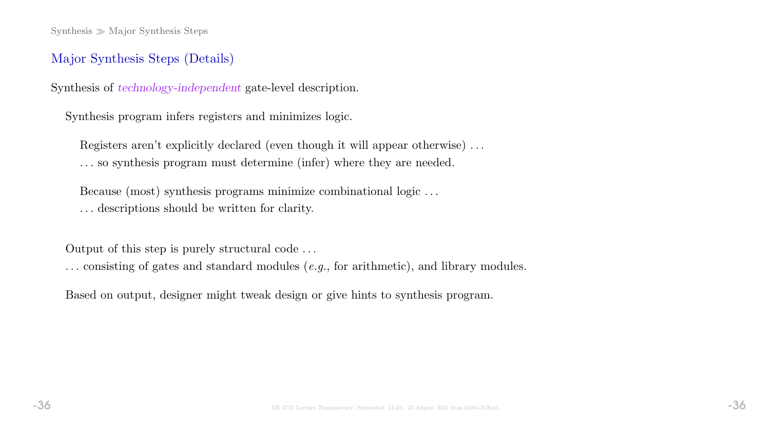## Major Synthesis Steps (Details)

Synthesis of *technology-independent* gate-level description.

Synthesis program infers registers and minimizes logic.

Registers aren't explicitly declared (even though it will appear otherwise) …
… so synthesis program must determine (infer) where they are needed.

Because (most) synthesis programs minimize combinational logic …
… descriptions should be written for clarity.

Output of this step is purely structural code …
… consisting of gates and standard modules (*e.g.*, for arithmetic), and library modules.

Based on output, designer might tweak design or give hints to synthesis program.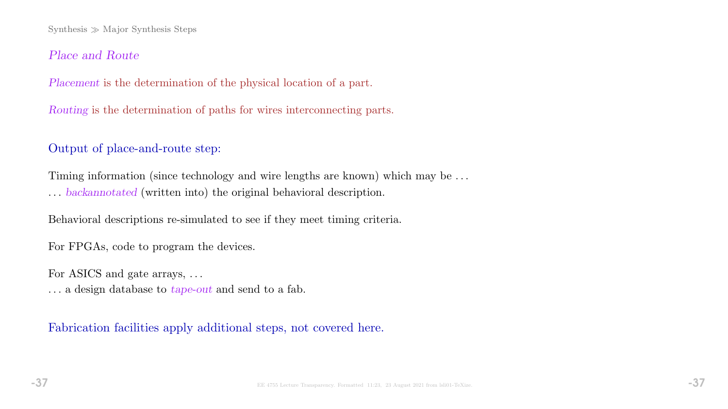## *Place and Route*

*Placement* is the determination of the physical location of a part.

*Routing* is the determination of paths for wires interconnecting parts.

### Output of place-and-route step:

Timing information (since technology and wire lengths are known) which may be . . .
. . . *backannotated* (written into) the original behavioral description.

Behavioral descriptions re-simulated to see if they meet timing criteria.

For FPGAs, code to program the devices.

For ASICS and gate arrays, . . .
. . . a design database to *tape-out* and send to a fab.

### Fabrication facilities apply additional steps, not covered here.